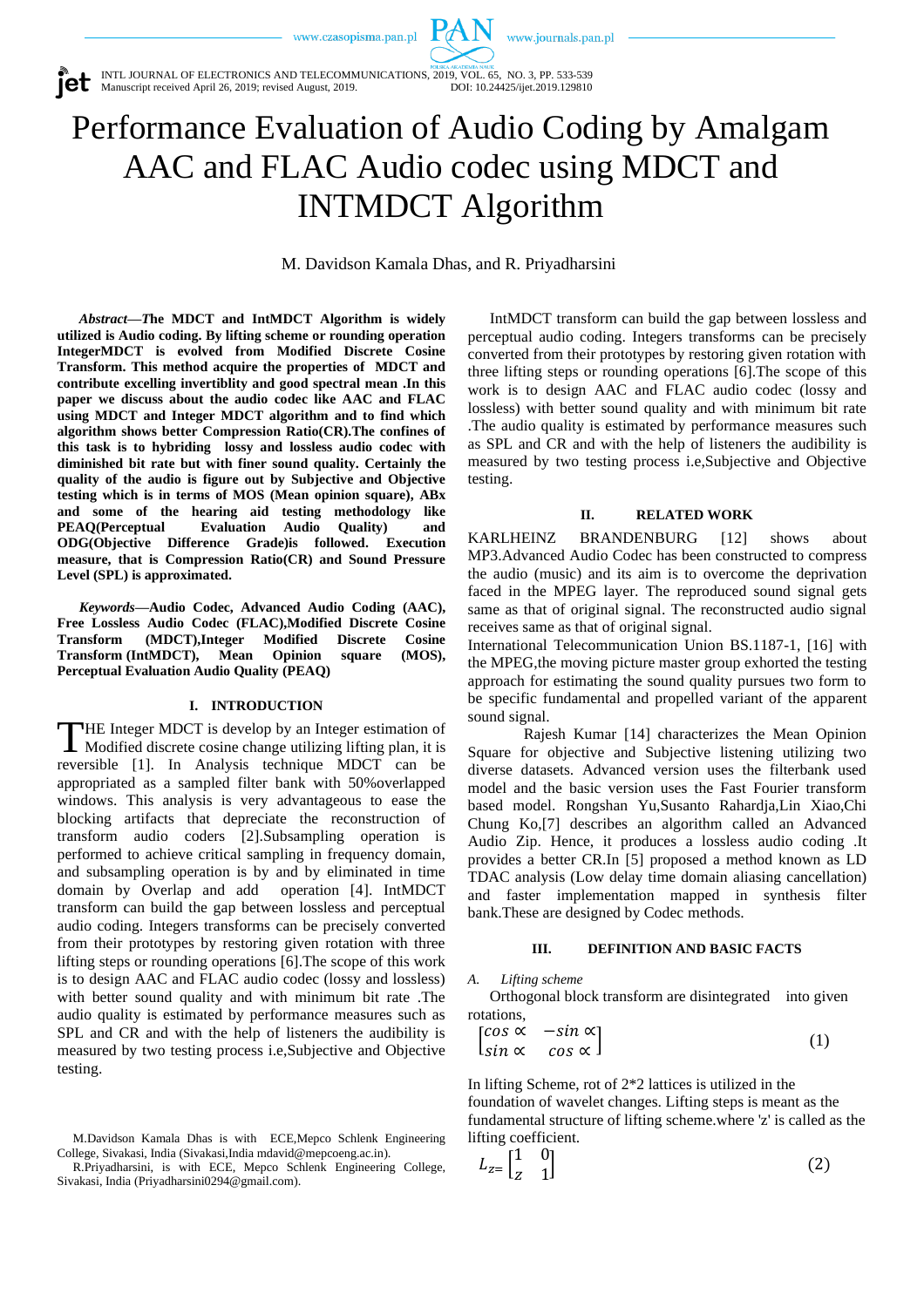# Performance Evaluation of Audio Coding by Amalgam AAC and FLAC Audio codec using MDCT and INTMDCT Algorithm

M. Davidson Kamala Dhas, and R. Priyadharsini

***Abstract*—*T*he MDCT and IntMDCT Algorithm is widely utilized is Audio coding. By lifting scheme or rounding operation IntegerMDCT is evolved from Modified Discrete Cosine Transform. This method acquire the properties of MDCT and contribute excelling invertiblity and good spectral mean .In this paper we discuss about the audio codec like AAC and FLAC using MDCT and Integer MDCT algorithm and to find which algorithm shows better Compression Ratio(CR).The confines of this task is to hybriding lossy and lossless audio codec with diminished bit rate but with finer sound quality. Certainly the quality of the audio is figure out by Subjective and Objective testing which is in terms of MOS (Mean opinion square), ABx and some of the hearing aid testing methodology like PEAQ(Perceptual Evaluation Audio Quality) and ODG(Objective Difference Grade)is followed. Execution measure, that is Compression Ratio(CR) and Sound Pressure Level (SPL) is approximated.**

***Keywords*—Audio Codec, Advanced Audio Coding (AAC), Free Lossless Audio Codec (FLAC),Modified Discrete Cosine Transform (MDCT),Integer Modified Discrete Cosine Transform (IntMDCT), Mean Opinion square (MOS), Perceptual Evaluation Audio Quality (PEAQ)**

## I. INTRODUCTION

THE Integer MDCT is develop by an Integer estimation of Modified discrete cosine change utilizing lifting plan, it is reversible [1]. In Analysis technique MDCT can be appropriated as a sampled filter bank with 50%overlapped windows. This analysis is very advantageous to ease the blocking artifacts that depreciate the reconstruction of transform audio coders [2].Subsampling operation is performed to achieve critical sampling in frequency domain, and subsampling operation is by and by eliminated in time domain by Overlap and add operation [4]. IntMDCT transform can build the gap between lossless and perceptual audio coding. Integers transforms can be precisely converted from their prototypes by restoring given rotation with three lifting steps or rounding operations [6].The scope of this work is to design AAC and FLAC audio codec (lossy and lossless) with better sound quality and with minimum bit rate .The audio quality is estimated by performance measures such as SPL and CR and with the help of listeners the audibility is measured by two testing process i.e,Subjective and Objective testing.

M.Davidson Kamala Dhas is with ECE,Mepco Schlenk Engineering College, Sivakasi, India (Sivakasi,India mdavid@mepcoeng.ac.in).

R.Priyadharsini, is with ECE, Mepco Schlenk Engineering College, Sivakasi, India (Priyadharsini0294@gmail.com).

IntMDCT transform can build the gap between lossless and perceptual audio coding. Integers transforms can be precisely converted from their prototypes by restoring given rotation with three lifting steps or rounding operations [6].The scope of this work is to design AAC and FLAC audio codec (lossy and lossless) with better sound quality and with minimum bit rate .The audio quality is estimated by performance measures such as SPL and CR and with the help of listeners the audibility is measured by two testing process i.e,Subjective and Objective testing.

## II. RELATED WORK

KARLHEINZ BRANDENBURG [12] shows about MP3.Advanced Audio Codec has been constructed to compress the audio (music) and its aim is to overcome the deprivation faced in the MPEG layer. The reproduced sound signal gets same as that of original signal. The reconstructed audio signal receives same as that of original signal.

International Telecommunication Union BS.1187-1, [16] with the MPEG,the moving picture master group exhorted the testing approach for estimating the sound quality pursues two form to be specific fundamental and propelled variant of the apparent sound signal.

Rajesh Kumar [14] characterizes the Mean Opinion Square for objective and Subjective listening utilizing two diverse datasets. Advanced version uses the filterbank used model and the basic version uses the Fast Fourier transform based model. Rongshan Yu,Susanto Rahardja,Lin Xiao,Chi Chung Ko,[7] describes an algorithm called an Advanced Audio Zip. Hence, it produces a lossless audio coding .It provides a better CR.In [5] proposed a method known as LD TDAC analysis (Low delay time domain aliasing cancellation) and faster implementation mapped in synthesis filter bank.These are designed by Codec methods.

## III. DEFINITION AND BASIC FACTS

*A. Lifting scheme*

Orthogonal block transform are disintegrated into given rotations,

$$\begin{bmatrix} \cos\propto & -\sin\propto \\ \sin\propto & \cos\propto \end{bmatrix} \quad (1)$$

In lifting Scheme, rot of 2*2 lattices is utilized in the foundation of wavelet changes. Lifting steps is meant as the fundamental structure of lifting scheme.where 'z' is called as the lifting coefficient.

$$L_{z=}\begin{bmatrix} 1 & 0 \\ z & 1 \end{bmatrix} \quad (2)$$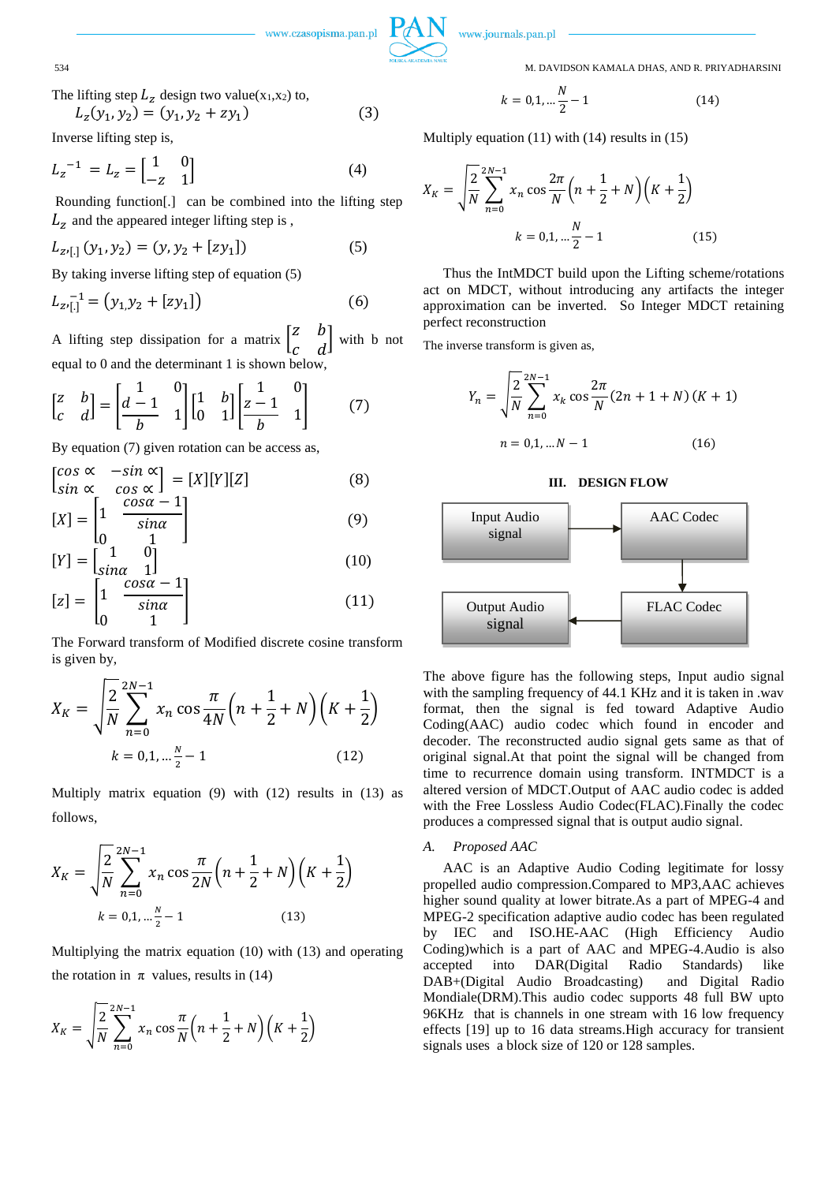The lifting step $L_z$ design two value($x_1$,$x_2$) to,

$$L_z(y_1, y_2) = (y_1, y_2 + zy_1) \quad (3)$$

Inverse lifting step is,

$$L_z^{-1} = L_z = \begin{bmatrix} 1 & 0 \\ -z & 1 \end{bmatrix} \quad (4)$$

Rounding function[.] can be combined into the lifting step $L_z$ and the appeared integer lifting step is ,

$$L_{z,[.]}(y_1, y_2) = (y, y_2 + [zy_1]) \quad (5)$$

By taking inverse lifting step of equation (5)

$$L_{z,[.]}^{-1} = (y_{1,}y_2 + [zy_1]) \quad (6)$$

A lifting step dissipation for a matrix $\begin{bmatrix} z & b \\ c & d \end{bmatrix}$ with b not equal to 0 and the determinant 1 is shown below,

$$\begin{bmatrix} z & b \\ c & d \end{bmatrix} = \begin{bmatrix} 1 & 0 \\ \frac{d-1}{b} & 1 \end{bmatrix} \begin{bmatrix} 1 & b \\ 0 & 1 \end{bmatrix} \begin{bmatrix} 1 & 0 \\ \frac{z-1}{b} & 1 \end{bmatrix} \quad (7)$$

By equation (7) given rotation can be access as,

$$\begin{bmatrix} \cos\propto & -\sin\propto \\ \sin\propto & \cos\propto \end{bmatrix} = [X][Y][Z] \quad (8)$$

$$[X] = \begin{bmatrix} 1 & \frac{\cos\alpha - 1}{\sin\alpha} \\ 0 & 1 \end{bmatrix} \quad (9)$$

$$[Y] = \begin{bmatrix} 1 & 0 \\ \sin\alpha & 1 \end{bmatrix} \quad (10)$$

$$[z] = \begin{bmatrix} 1 & \frac{\cos\alpha - 1}{\sin\alpha} \\ 0 & 1 \end{bmatrix} \quad (11)$$

The Forward transform of Modified discrete cosine transform is given by,

$$X_K = \sqrt{\frac{2}{N}} \sum_{n=0}^{2N-1} x_n \cos\frac{\pi}{4N}\left(n + \frac{1}{2} + N\right)\left(K + \frac{1}{2}\right)$$

$$k = 0,1, \dots \frac{N}{2} - 1 \quad (12)$$

Multiply matrix equation (9) with (12) results in (13) as follows,

$$X_K = \sqrt{\frac{2}{N}} \sum_{n=0}^{2N-1} x_n \cos\frac{\pi}{2N}\left(n + \frac{1}{2} + N\right)\left(K + \frac{1}{2}\right)$$

$$k = 0,1, \dots \frac{N}{2} - 1 \quad (13)$$

Multiplying the matrix equation (10) with (13) and operating the rotation in $\pi$ values, results in (14)

$$X_K = \sqrt{\frac{2}{N}} \sum_{n=0}^{2N-1} x_n \cos\frac{\pi}{N}\left(n + \frac{1}{2} + N\right)\left(K + \frac{1}{2}\right)$$

$$k = 0,1, \dots \frac{N}{2} - 1 \quad (14)$$

Multiply equation (11) with (14) results in (15)

$$X_K = \sqrt{\frac{2}{N}} \sum_{n=0}^{2N-1} x_n \cos\frac{2\pi}{N}\left(n + \frac{1}{2} + N\right)\left(K + \frac{1}{2}\right)$$

$$k = 0,1, \dots \frac{N}{2} - 1 \quad (15)$$

Thus the IntMDCT build upon the Lifting scheme/rotations act on MDCT, without introducing any artifacts the integer approximation can be inverted. So Integer MDCT retaining perfect reconstruction

The inverse transform is given as,

$$Y_n = \sqrt{\frac{2}{N}} \sum_{n=0}^{2N-1} x_k \cos\frac{2\pi}{N}(2n + 1 + N)(K + 1)$$

$$n = 0,1, \dots N - 1 \quad (16)$$

## III. DESIGN FLOW

Input Audio signal → AAC Codec → FLAC Codec → Output Audio signal

The above figure has the following steps, Input audio signal with the sampling frequency of 44.1 KHz and it is taken in .wav format, then the signal is fed Adaptive Audio Coding(AAC) audio codec which found in encoder and decoder. The reconstructed audio signal gets same as that of original signal.At that point the signal will be changed from time to recurrence domain using transform. INTMDCT is a altered version of MDCT.Output of AAC audio codec is added with the Free Lossless Audio Codec(FLAC).Finally the codec produces a compressed signal that is output audio signal.

### A. *Proposed AAC*

AAC is an Adaptive Audio Coding legitimate for lossy propelled audio compression.Compared to MP3,AAC achieves higher sound quality at lower bitrate.As a part of MPEG-4 and MPEG-2 specification adaptive audio codec has been regulated by IEC and ISO.HE-AAC (High Efficiency Audio Coding)which is a part of AAC and MPEG-4.Audio is also accepted into DAR(Digital Radio Standards) like DAB+(Digital Audio Broadcasting) and Digital Radio Mondiale(DRM).This audio codec supports 48 full BW upto 96KHz that is channels in one stream with 16 low frequency effects [19] up to 16 data streams.High accuracy for transient signals uses a block size of 120 or 128 samples.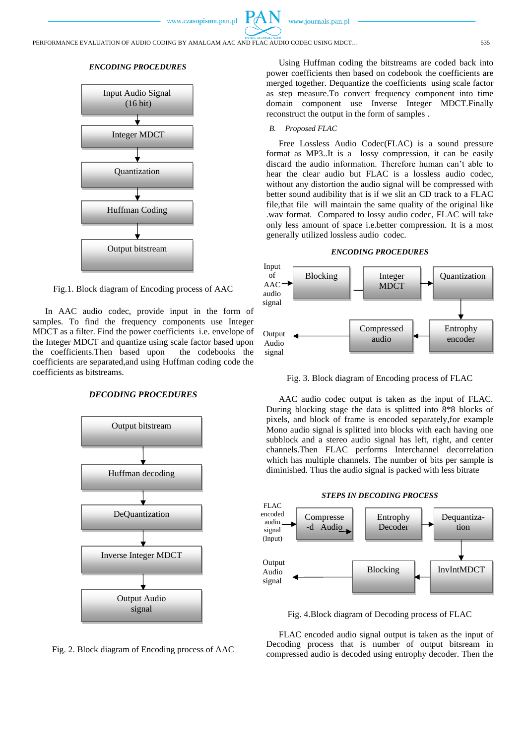*ENCODING PROCEDURES*

Input Audio Signal (16 bit) → Integer MDCT → Quantization → Huffman Coding → Output bitstream

Fig.1. Block diagram of Encoding process of AAC

In AAC audio codec, provide input in the form of samples. To find the frequency components use Integer MDCT as a filter. Find the power coefficients i.e. envelope of the Integer MDCT and quantize using scale factor based upon the coefficients.Then based upon the codebooks the coefficients are separated,and using Huffman coding code the coefficients as bitstreams.

*DECODING PROCEDURES*

Output bitstream → Huffman decoding → DeQuantization → Inverse Integer MDCT → Output Audio signal

Fig. 2. Block diagram of Encoding process of AAC

Using Huffman coding the bitstreams are coded back into power coefficients then based on codebook the coefficients are merged together. Dequantize the coefficients using scale factor as step measure.To convert frequency component into time domain component use Inverse Integer MDCT.Finally reconstruct the output in the form of samples .

*B. Proposed FLAC*

Free Lossless Audio Codec(FLAC) is a sound pressure format as MP3..It is a lossy compression, it can be easily discard the audio information. Therefore human can't able to hear the clear audio but FLAC is a lossless audio codec, without any distortion the audio signal will be compressed with better sound audibility that is if we slit an CD track to a FLAC file,that file will maintain the same quality of the original like .wav format. Compared to lossy audio codec, FLAC will take only less amount of space i.e.better compression. It is a most generally utilized lossless audio codec.

*ENCODING PROCEDURES*

Input of AAC audio signal → Blocking → Integer MDCT → Quantization → Entrophy encoder → Compressed audio → Output Audio signal

Fig. 3. Block diagram of Encoding process of FLAC

AAC audio codec output is taken as the input of FLAC. During blocking stage the data is splitted into 8*8 blocks of pixels, and block of frame is encoded separately,for example Mono audio signal is splitted into blocks with each having one subblock and a stereo audio signal has left, right, and center channels.Then FLAC performs Interchannel decorrelation which has multiple channels. The number of bits per sample is diminished. Thus the audio signal is packed with less bitrate

*STEPS IN DECODING PROCESS*

FLAC encoded audio signal (Input) → Compressed Audio → Entrophy Decoder → Dequantization → InvIntMDCT → Blocking → Output Audio signal

Fig. 4.Block diagram of Decoding process of FLAC

FLAC encoded audio signal output is taken as the input of Decoding process that is number of output bitsream in compressed audio is decoded using entropy decoder. Then the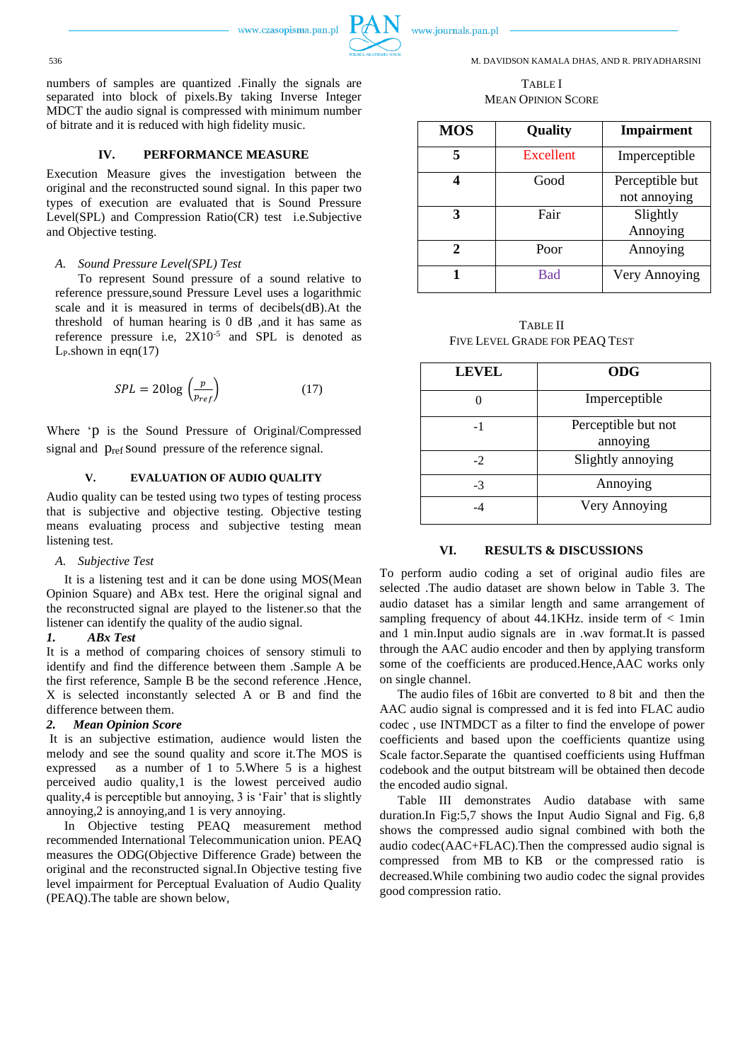numbers of samples are quantized .Finally the signals are separated into block of pixels.By taking Inverse Integer MDCT the audio signal is compressed with minimum number of bitrate and it is reduced with high fidelity music.

## IV. PERFORMANCE MEASURE

Execution Measure gives the investigation between the original and the reconstructed sound signal. In this paper two types of execution are evaluated that is Sound Pressure Level(SPL) and Compression Ratio(CR) test i.e.Subjective and Objective testing.

### A. Sound Pressure Level(SPL) Test

To represent Sound pressure of a sound relative to reference pressure,sound Pressure Level uses a logarithmic scale and it is measured in terms of decibels(dB).At the threshold of human hearing is 0 dB ,and it has same as reference pressure i.e, $2X10^{-5}$ and SPL is denoted as $L_P$.shown in eqn(17)

$$SPL = 20\log\left(\frac{p}{p_{ref}}\right) \qquad (17)$$

Where 'p is the Sound Pressure of Original/Compressed signal and $p_{ref}$ Sound pressure of the reference signal.

## V. EVALUATION OF AUDIO QUALITY

Audio quality can be tested using two types of testing process that is subjective and objective testing. Objective testing means evaluating process and subjective testing mean listening test.

### A. Subjective Test

It is a listening test and it can be done using MOS(Mean Opinion Square) and ABx test. Here the original signal and the reconstructed signal are played to the listener.so that the listener can identify the quality of the audio signal.

***1. ABx Test***

It is a method of comparing choices of sensory stimuli to identify and find the difference between them .Sample A be the first reference, Sample B be the second reference .Hence, X is selected inconstantly selected A or B and find the difference between them.

***2. Mean Opinion Score***

It is an subjective estimation, audience would listen the melody and see the sound quality and score it.The MOS is expressed as a number of 1 to 5.Where 5 is a highest perceived audio quality,1 is the lowest perceived audio quality,4 is perceptible but annoying, 3 is 'Fair' that is slightly annoying,2 is annoying,and 1 is very annoying.

In Objective testing PEAQ measurement method recommended International Telecommunication union. PEAQ measures the ODG(Objective Difference Grade) between the original and the reconstructed signal.In Objective testing five level impairment for Perceptual Evaluation of Audio Quality (PEAQ).The table are shown below,

TABLE I
MEAN OPINION SCORE

| MOS | Quality | Impairment |
|---|---|---|
| 5 | Excellent | Imperceptible |
| 4 | Good | Perceptible but not annoying |
| 3 | Fair | Slightly Annoying |
| 2 | Poor | Annoying |
| 1 | Bad | Very Annoying |

TABLE II
FIVE LEVEL GRADE FOR PEAQ TEST

| LEVEL | ODG |
|---|---|
| 0 | Imperceptible |
| -1 | Perceptible but not annoying |
| -2 | Slightly annoying |
| -3 | Annoying |
| -4 | Very Annoying |

## VI. RESULTS & DISCUSSIONS

To perform audio coding a set of original audio files are selected .The audio dataset are shown below in Table 3. The audio dataset has a similar length and same arrangement of sampling frequency of about 44.1KHz. inside term of < 1min and 1 min.Input audio signals are in .wav format.It is passed through the AAC audio encoder and then by applying transform some of the coefficients are produced.Hence,AAC works only on single channel.

The audio files of 16bit are converted to 8 bit and then the AAC audio signal is compressed and it is fed into FLAC audio codec , use INTMDCT as a filter to find the envelope of power coefficients and based upon the coefficients quantize using Scale factor.Separate the quantised coefficients using Huffman codebook and the output bitstream will be obtained then decode the encoded audio signal.

Table III demonstrates Audio database with same duration.In Fig:5,7 shows the Input Audio Signal and Fig. 6,8 shows the compressed audio signal combined with both the audio codec(AAC+FLAC).Then the compressed audio signal is compressed from MB to KB or the compressed ratio is decreased.While combining two audio codec the signal provides good compression ratio.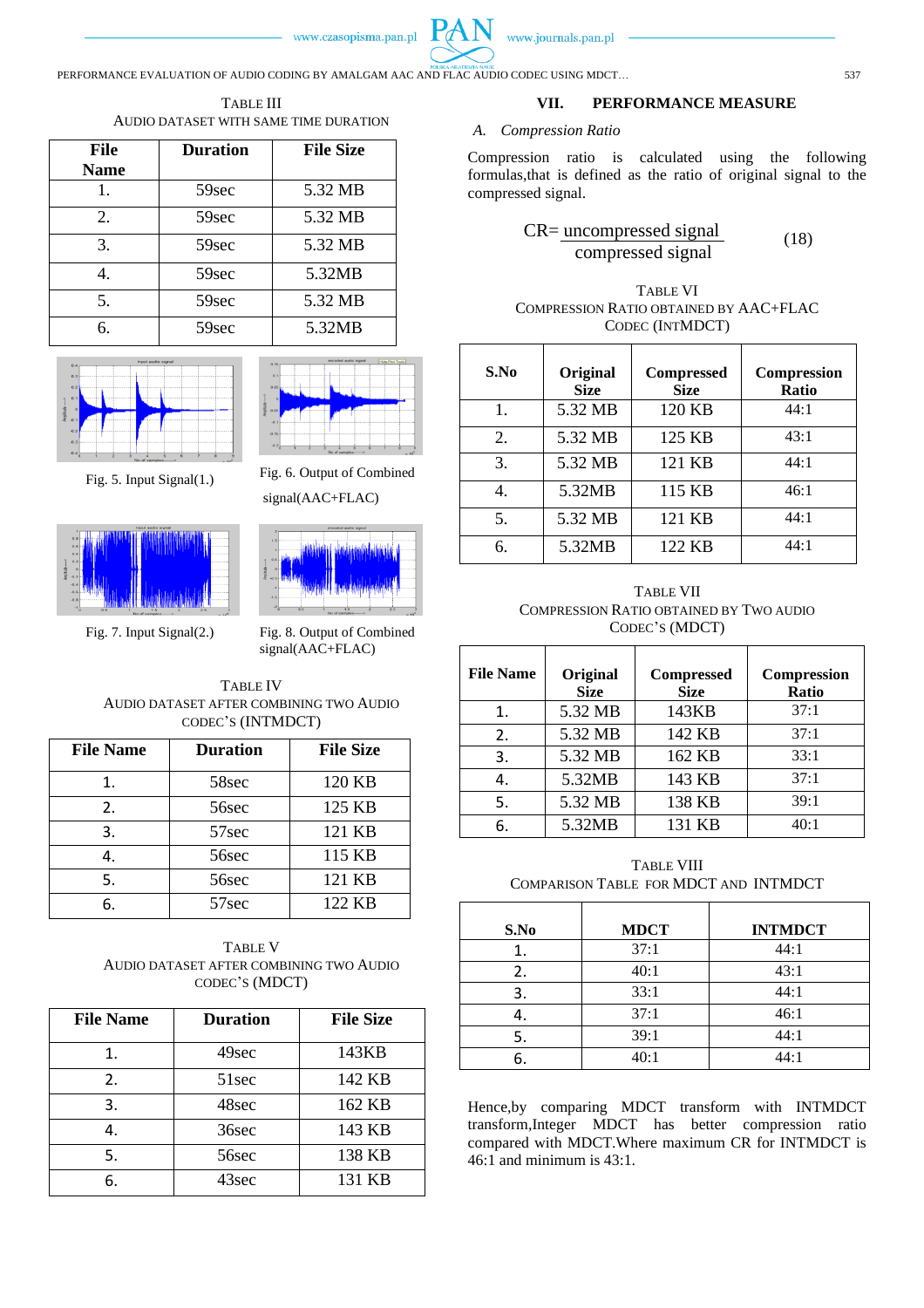TABLE III
AUDIO DATASET WITH SAME TIME DURATION

| File Name | Duration | File Size |
|---|---|---|
| 1. | 59sec | 5.32 MB |
| 2. | 59sec | 5.32 MB |
| 3. | 59sec | 5.32 MB |
| 4. | 59sec | 5.32MB |
| 5. | 59sec | 5.32 MB |
| 6. | 59sec | 5.32MB |

Fig. 5. Input Signal(1.)

Fig. 6. Output of Combined signal(AAC+FLAC)

Fig. 7. Input Signal(2.)

Fig. 8. Output of Combined signal(AAC+FLAC)

TABLE IV
AUDIO DATASET AFTER COMBINING TWO AUDIO CODEC'S (INTMDCT)

| File Name | Duration | File Size |
|---|---|---|
| 1. | 58sec | 120 KB |
| 2. | 56sec | 125 KB |
| 3. | 57sec | 121 KB |
| 4. | 56sec | 115 KB |
| 5. | 56sec | 121 KB |
| 6. | 57sec | 122 KB |

TABLE V
AUDIO DATASET AFTER COMBINING TWO AUDIO CODEC'S (MDCT)

| File Name | Duration | File Size |
|---|---|---|
| 1. | 49sec | 143KB |
| 2. | 51sec | 142 KB |
| 3. | 48sec | 162 KB |
| 4. | 36sec | 143 KB |
| 5. | 56sec | 138 KB |
| 6. | 43sec | 131 KB |

## VII. PERFORMANCE MEASURE

### A. Compression Ratio

Compression ratio is calculated using the following formulas,that is defined as the ratio of original signal to the compressed signal.

$$CR= \frac{\text{uncompressed signal}}{\text{compressed signal}} \tag{18}$$

TABLE VI
COMPRESSION RATIO OBTAINED BY AAC+FLAC CODEC (INTMDCT)

| S.No | Original Size | Compressed Size | Compression Ratio |
|---|---|---|---|
| 1. | 5.32 MB | 120 KB | 44:1 |
| 2. | 5.32 MB | 125 KB | 43:1 |
| 3. | 5.32 MB | 121 KB | 44:1 |
| 4. | 5.32MB | 115 KB | 46:1 |
| 5. | 5.32 MB | 121 KB | 44:1 |
| 6. | 5.32MB | 122 KB | 44:1 |

TABLE VII
COMPRESSION RATIO OBTAINED BY TWO AUDIO CODEC'S (MDCT)

| File Name | Original Size | Compressed Size | Compression Ratio |
|---|---|---|---|
| 1. | 5.32 MB | 143KB | 37:1 |
| 2. | 5.32 MB | 142 KB | 37:1 |
| 3. | 5.32 MB | 162 KB | 33:1 |
| 4. | 5.32MB | 143 KB | 37:1 |
| 5. | 5.32 MB | 138 KB | 39:1 |
| 6. | 5.32MB | 131 KB | 40:1 |

TABLE VIII
COMPARISON TABLE FOR MDCT AND INTMDCT

| S.No | MDCT | INTMDCT |
|---|---|---|
| 1. | 37:1 | 44:1 |
| 2. | 40:1 | 43:1 |
| 3. | 33:1 | 44:1 |
| 4. | 37:1 | 46:1 |
| 5. | 39:1 | 44:1 |
| 6. | 40:1 | 44:1 |

Hence,by comparing MDCT transform with INTMDCT transform,Integer MDCT has better compression ratio compared with MDCT.Where maximum CR for INTMDCT is 46:1 and minimum is 43:1.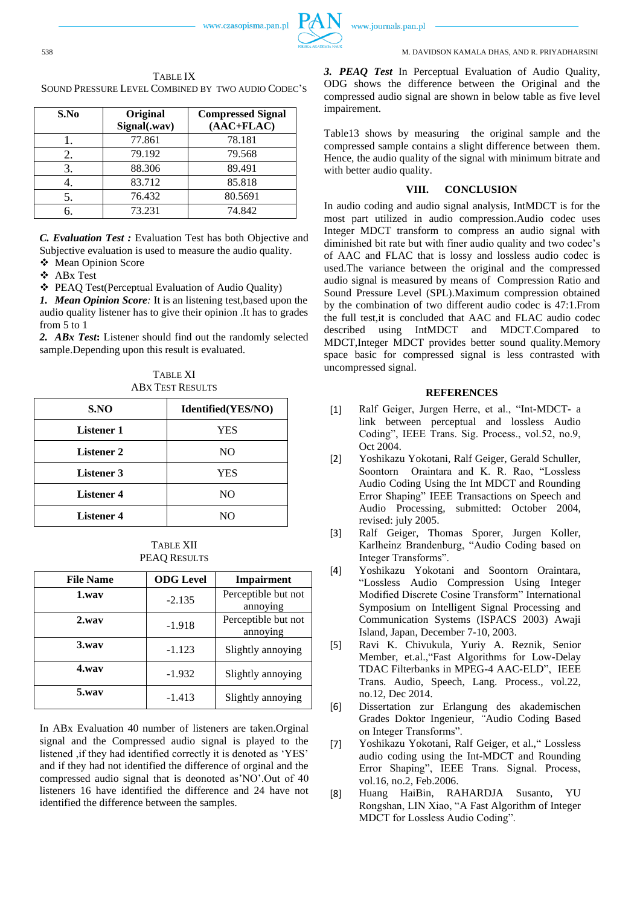TABLE IX

SOUND PRESSURE LEVEL COMBINED BY TWO AUDIO CODEC'S

| S.No | Original Signal(.wav) | Compressed Signal (AAC+FLAC) |
|---|---|---|
| 1. | 77.861 | 78.181 |
| 2. | 79.192 | 79.568 |
| 3. | 88.306 | 89.491 |
| 4. | 83.712 | 85.818 |
| 5. | 76.432 | 80.5691 |
| 6. | 73.231 | 74.842 |

***C. Evaluation Test :*** Evaluation Test has both Objective and Subjective evaluation is used to measure the audio quality.

- Mean Opinion Score
- ABx Test
- PEAQ Test(Perceptual Evaluation of Audio Quality)

***1. Mean Opinion Score****:* It is an listening test,based upon the audio quality listener has to give their opinion .It has to grades from 5 to 1

***2. ABx Test*****:** Listener should find out the randomly selected sample.Depending upon this result is evaluated.

TABLE XI

ABX TEST RESULTS

| S.NO | Identified(YES/NO) |
|---|---|
| **Listener 1** | YES |
| **Listener 2** | NO |
| **Listener 3** | YES |
| **Listener 4** | NO |
| **Listener 4** | NO |

TABLE XII

PEAQ RESULTS

| File Name | ODG Level | Impairment |
|---|---|---|
| **1.wav** | -2.135 | Perceptible but not annoying |
| **2.wav** | -1.918 | Perceptible but not annoying |
| **3.wav** | -1.123 | Slightly annoying |
| **4.wav** | -1.932 | Slightly annoying |
| **5.wav** | -1.413 | Slightly annoying |

In ABx Evaluation 40 number of listeners are taken.Orginal signal and the Compressed audio signal is played to the listened ,if they had identified correctly it is denoted as 'YES' and if they had not identified the difference of orginal and the compressed audio signal that is deonoted as'NO'.Out of 40 listeners 16 have identified the difference and 24 have not identified the difference between the samples.

***3. PEAQ Test*** In Perceptual Evaluation of Audio Quality, ODG shows the difference between the Original and the compressed audio signal are shown in below table as five level impairement.

Table13 shows by measuring the original sample and the compressed sample contains a slight difference between them. Hence, the audio quality of the signal with minimum bitrate and with better audio quality.

## VIII. CONCLUSION

In audio coding and audio signal analysis, IntMDCT is for the most part utilized in audio compression.Audio codec uses Integer MDCT transform to compress an audio signal with diminished bit rate but with finer audio quality and two codec's of AAC and FLAC that is lossy and lossless audio codec is used.The variance between the original and the compressed audio signal is measured by means of Compression Ratio and Sound Pressure Level (SPL).Maximum compression obtained by the combination of two different audio codec is 47:1.From the full test,it is concluded that AAC and FLAC audio codec described using IntMDCT and MDCT.Compared to MDCT,Integer MDCT provides better sound quality.Memory space basic for compressed signal is less contrasted with uncompressed signal.

## REFERENCES

[1] Ralf Geiger, Jurgen Herre, et al., "Int-MDCT- a link between perceptual and lossless Audio Coding", IEEE Trans. Sig. Process., vol.52, no.9, Oct 2004.

[2] Yoshikazu Yokotani, Ralf Geiger, Gerald Schuller, Soontorn Oraintara and K. R. Rao, "Lossless Audio Coding Using the Int MDCT and Rounding Error Shaping" IEEE Transactions on Speech and Audio Processing, submitted: October 2004, revised: july 2005.

[3] Ralf Geiger, Thomas Sporer, Jurgen Koller, Karlheinz Brandenburg, "Audio Coding based on Integer Transforms".

[4] Yoshikazu Yokotani and Soontorn Oraintara, "Lossless Audio Compression Using Integer Modified Discrete Cosine Transform" International Symposium on Intelligent Signal Processing and Communication Systems (ISPACS 2003) Awaji Island, Japan, December 7-10, 2003.

[5] Ravi K. Chivukula, Yuriy A. Reznik, Senior Member, et.al.,"Fast Algorithms for Low-Delay TDAC Filterbanks in MPEG-4 AAC-ELD", IEEE Trans. Audio, Speech, Lang. Process., vol.22, no.12, Dec 2014.

[6] Dissertation zur Erlangung des akademischen Grades Doktor Ingenieur, "Audio Coding Based on Integer Transforms".

[7] Yoshikazu Yokotani, Ralf Geiger, et al.," Lossless audio coding using the Int-MDCT and Rounding Error Shaping", IEEE Trans. Signal. Process, vol.16, no.2, Feb.2006.

[8] Huang HaiBin, RAHARDJA Susanto, YU Rongshan, LIN Xiao, "A Fast Algorithm of Integer MDCT for Lossless Audio Coding".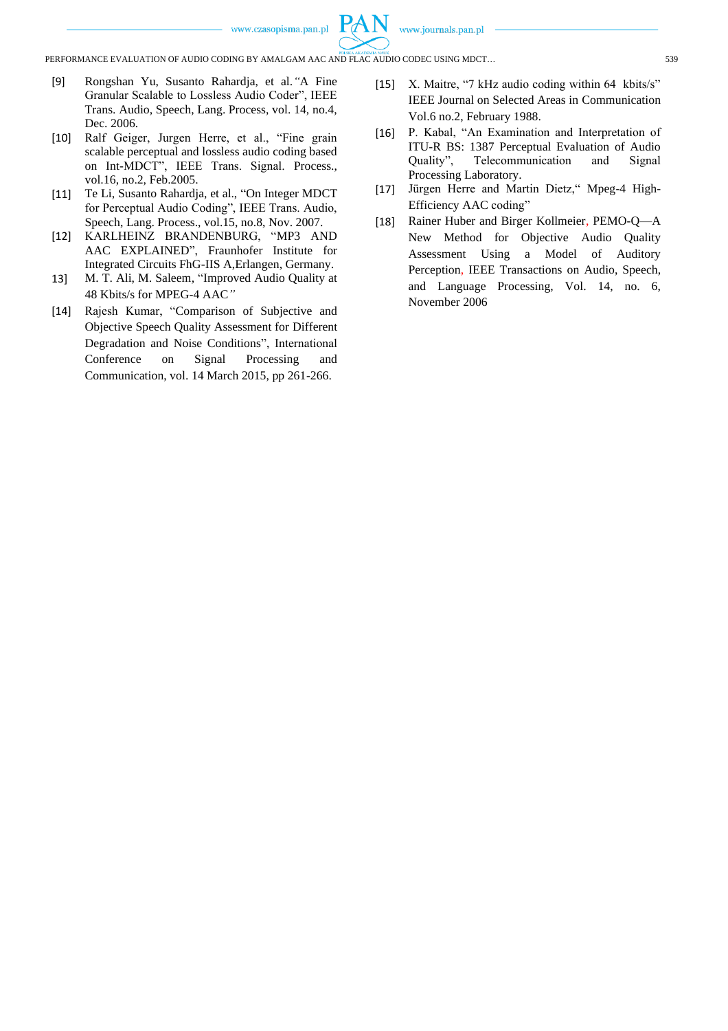[9] Rongshan Yu, Susanto Rahardja, et al. "A Fine Granular Scalable to Lossless Audio Coder", IEEE Trans. Audio, Speech, Lang. Process, vol. 14, no.4, Dec. 2006.

[10] Ralf Geiger, Jurgen Herre, et al., "Fine grain scalable perceptual and lossless audio coding based on Int-MDCT", IEEE Trans. Signal. Process., vol.16, no.2, Feb.2005.

[11] Te Li, Susanto Rahardja, et al., "On Integer MDCT for Perceptual Audio Coding", IEEE Trans. Audio, Speech, Lang. Process., vol.15, no.8, Nov. 2007.

[12] KARLHEINZ BRANDENBURG, "MP3 AND AAC EXPLAINED", Fraunhofer Institute for Integrated Circuits FhG-IIS A,Erlangen, Germany.

13] M. T. Ali, M. Saleem, "Improved Audio Quality at 48 Kbits/s for MPEG-4 AAC"

[14] Rajesh Kumar, "Comparison of Subjective and Objective Speech Quality Assessment for Different Degradation and Noise Conditions", International Conference on Signal Processing and Communication, vol. 14 March 2015, pp 261-266.

[15] X. Maitre, "7 kHz audio coding within 64 kbits/s" IEEE Journal on Selected Areas in Communication Vol.6 no.2, February 1988.

[16] P. Kabal, "An Examination and Interpretation of ITU-R BS: 1387 Perceptual Evaluation of Audio Quality", Telecommunication and Signal Processing Laboratory.

[17] Jürgen Herre and Martin Dietz," Mpeg-4 High-Efficiency AAC coding"

[18] Rainer Huber and Birger Kollmeier, PEMO-Q—A New Method for Objective Audio Quality Assessment Using a Model of Auditory Perception, IEEE Transactions on Audio, Speech, and Language Processing, Vol. 14, no. 6, November 2006